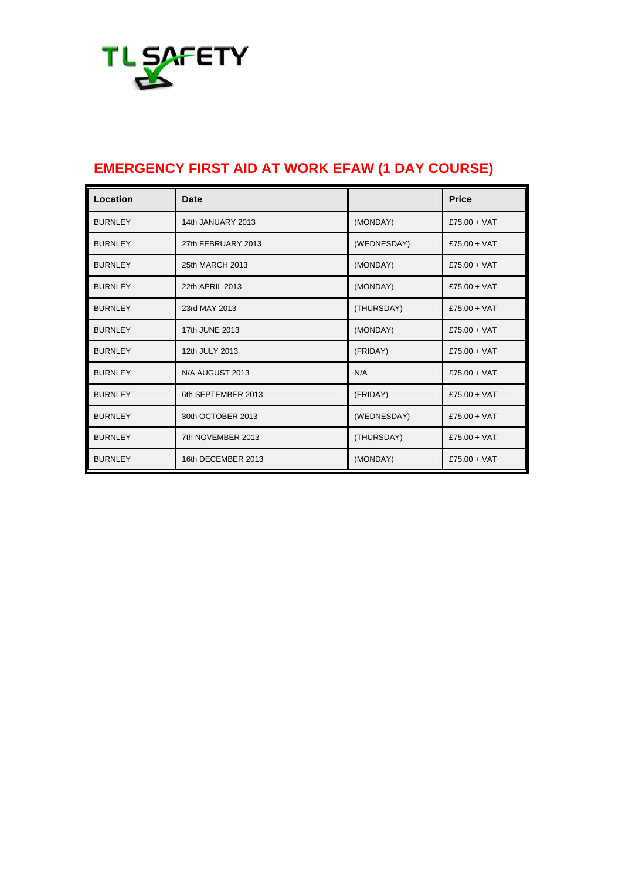TL SAFETY

# EMERGENCY FIRST AID AT WORK EFAW (1 DAY COURSE)

| Location | Date | | Price |
|---|---|---|---|
| BURNLEY | 14th JANUARY 2013 | (MONDAY) | £75.00 + VAT |
| BURNLEY | 27th FEBRUARY 2013 | (WEDNESDAY) | £75.00 + VAT |
| BURNLEY | 25th MARCH 2013 | (MONDAY) | £75.00 + VAT |
| BURNLEY | 22th APRIL 2013 | (MONDAY) | £75.00 + VAT |
| BURNLEY | 23rd MAY 2013 | (THURSDAY) | £75.00 + VAT |
| BURNLEY | 17th JUNE 2013 | (MONDAY) | £75.00 + VAT |
| BURNLEY | 12th JULY 2013 | (FRIDAY) | £75.00 + VAT |
| BURNLEY | N/A AUGUST 2013 | N/A | £75.00 + VAT |
| BURNLEY | 6th SEPTEMBER 2013 | (FRIDAY) | £75.00 + VAT |
| BURNLEY | 30th OCTOBER 2013 | (WEDNESDAY) | £75.00 + VAT |
| BURNLEY | 7th NOVEMBER 2013 | (THURSDAY) | £75.00 + VAT |
| BURNLEY | 16th DECEMBER 2013 | (MONDAY) | £75.00 + VAT |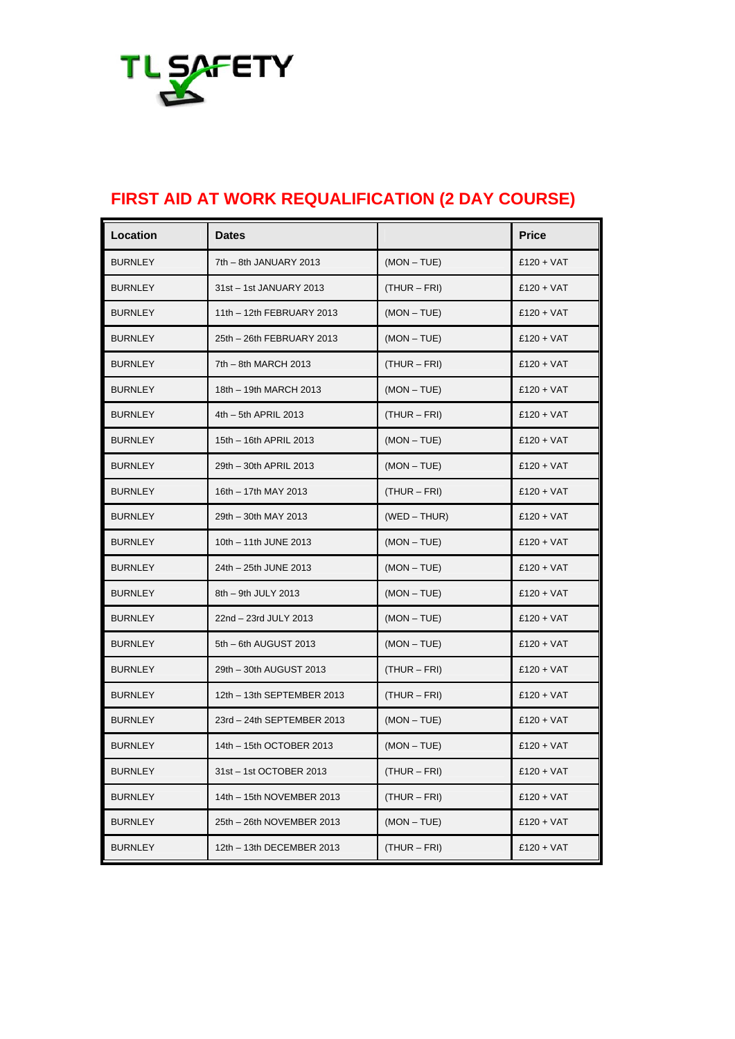TL SAFETY

## FIRST AID AT WORK REQUALIFICATION (2 DAY COURSE)

| Location | Dates | | Price |
|---|---|---|---|
| BURNLEY | 7th – 8th JANUARY 2013 | (MON – TUE) | £120 + VAT |
| BURNLEY | 31st – 1st JANUARY 2013 | (THUR – FRI) | £120 + VAT |
| BURNLEY | 11th – 12th FEBRUARY 2013 | (MON – TUE) | £120 + VAT |
| BURNLEY | 25th – 26th FEBRUARY 2013 | (MON – TUE) | £120 + VAT |
| BURNLEY | 7th – 8th MARCH 2013 | (THUR – FRI) | £120 + VAT |
| BURNLEY | 18th – 19th MARCH 2013 | (MON – TUE) | £120 + VAT |
| BURNLEY | 4th – 5th APRIL 2013 | (THUR – FRI) | £120 + VAT |
| BURNLEY | 15th – 16th APRIL 2013 | (MON – TUE) | £120 + VAT |
| BURNLEY | 29th – 30th APRIL 2013 | (MON – TUE) | £120 + VAT |
| BURNLEY | 16th – 17th MAY 2013 | (THUR – FRI) | £120 + VAT |
| BURNLEY | 29th – 30th MAY 2013 | (WED – THUR) | £120 + VAT |
| BURNLEY | 10th – 11th JUNE 2013 | (MON – TUE) | £120 + VAT |
| BURNLEY | 24th – 25th JUNE 2013 | (MON – TUE) | £120 + VAT |
| BURNLEY | 8th – 9th JULY 2013 | (MON – TUE) | £120 + VAT |
| BURNLEY | 22nd – 23rd JULY 2013 | (MON – TUE) | £120 + VAT |
| BURNLEY | 5th – 6th AUGUST 2013 | (MON – TUE) | £120 + VAT |
| BURNLEY | 29th – 30th AUGUST 2013 | (THUR – FRI) | £120 + VAT |
| BURNLEY | 12th – 13th SEPTEMBER 2013 | (THUR – FRI) | £120 + VAT |
| BURNLEY | 23rd – 24th SEPTEMBER 2013 | (MON – TUE) | £120 + VAT |
| BURNLEY | 14th – 15th OCTOBER 2013 | (MON – TUE) | £120 + VAT |
| BURNLEY | 31st – 1st OCTOBER 2013 | (THUR – FRI) | £120 + VAT |
| BURNLEY | 14th – 15th NOVEMBER 2013 | (THUR – FRI) | £120 + VAT |
| BURNLEY | 25th – 26th NOVEMBER 2013 | (MON – TUE) | £120 + VAT |
| BURNLEY | 12th – 13th DECEMBER 2013 | (THUR – FRI) | £120 + VAT |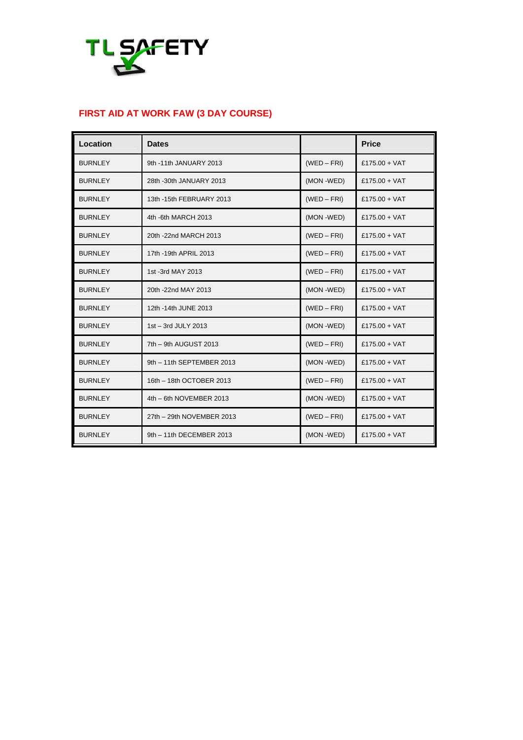TL SAFETY

## FIRST AID AT WORK FAW (3 DAY COURSE)

| Location | Dates | | Price |
|---|---|---|---|
| BURNLEY | 9th -11th JANUARY 2013 | (WED – FRI) | £175.00 + VAT |
| BURNLEY | 28th -30th JANUARY 2013 | (MON -WED) | £175.00 + VAT |
| BURNLEY | 13th -15th FEBRUARY 2013 | (WED – FRI) | £175.00 + VAT |
| BURNLEY | 4th -6th MARCH 2013 | (MON -WED) | £175.00 + VAT |
| BURNLEY | 20th -22nd MARCH 2013 | (WED – FRI) | £175.00 + VAT |
| BURNLEY | 17th -19th APRIL 2013 | (WED – FRI) | £175.00 + VAT |
| BURNLEY | 1st -3rd MAY 2013 | (WED – FRI) | £175.00 + VAT |
| BURNLEY | 20th -22nd MAY 2013 | (MON -WED) | £175.00 + VAT |
| BURNLEY | 12th -14th JUNE 2013 | (WED – FRI) | £175.00 + VAT |
| BURNLEY | 1st – 3rd JULY 2013 | (MON -WED) | £175.00 + VAT |
| BURNLEY | 7th – 9th AUGUST 2013 | (WED – FRI) | £175.00 + VAT |
| BURNLEY | 9th – 11th SEPTEMBER 2013 | (MON -WED) | £175.00 + VAT |
| BURNLEY | 16th – 18th OCTOBER 2013 | (WED – FRI) | £175.00 + VAT |
| BURNLEY | 4th – 6th NOVEMBER 2013 | (MON -WED) | £175.00 + VAT |
| BURNLEY | 27th – 29th NOVEMBER 2013 | (WED – FRI) | £175.00 + VAT |
| BURNLEY | 9th – 11th DECEMBER 2013 | (MON -WED) | £175.00 + VAT |